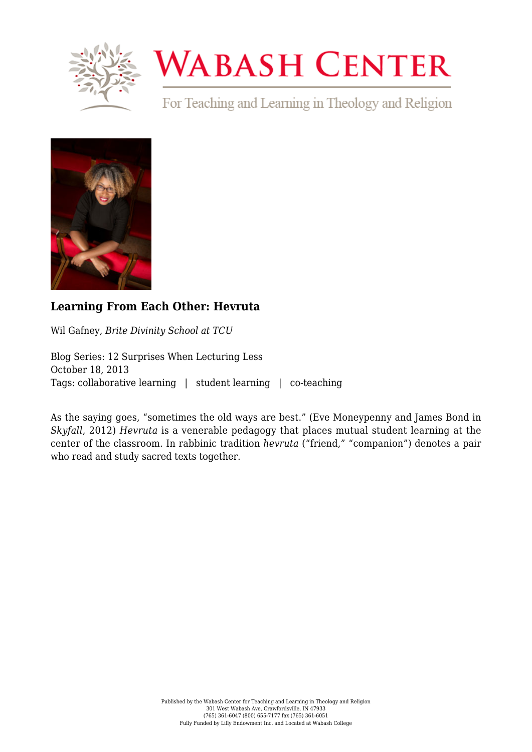# Wabash Center

For Teaching and Learning in Theology and Religion

## Learning From Each Other: Hevruta

Wil Gafney, *Brite Divinity School at TCU*

Blog Series: 12 Surprises When Lecturing Less
October 18, 2013
Tags: collaborative learning | student learning | co-teaching

As the saying goes, "sometimes the old ways are best." (Eve Moneypenny and James Bond in *Skyfall*, 2012) *Hevruta* is a venerable pedagogy that places mutual student learning at the center of the classroom. In rabbinic tradition *hevruta* ("friend," "companion") denotes a pair who read and study sacred texts together.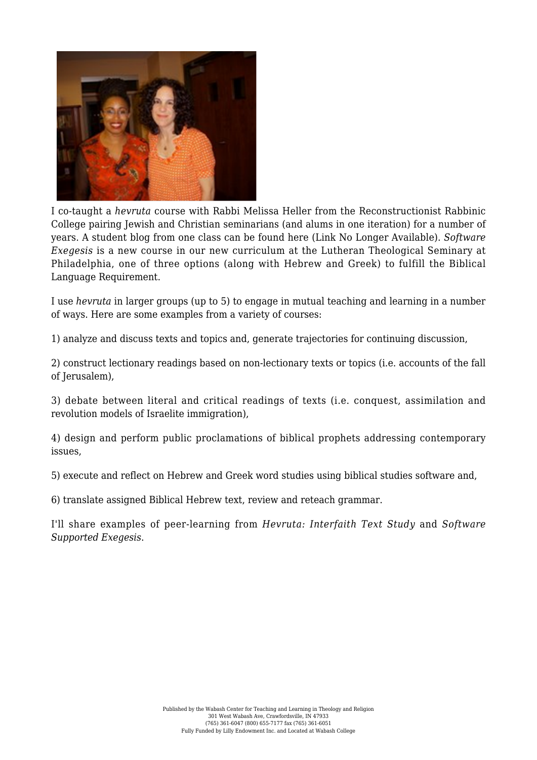I co-taught a *hevruta* course with Rabbi Melissa Heller from the Reconstructionist Rabbinic College pairing Jewish and Christian seminarians (and alums in one iteration) for a number of years. A student blog from one class can be found here (Link No Longer Available). *Software Exegesis* is a new course in our new curriculum at the Lutheran Theological Seminary at Philadelphia, one of three options (along with Hebrew and Greek) to fulfill the Biblical Language Requirement.

I use *hevruta* in larger groups (up to 5) to engage in mutual teaching and learning in a number of ways. Here are some examples from a variety of courses:

1) analyze and discuss texts and topics and, generate trajectories for continuing discussion,

2) construct lectionary readings based on non-lectionary texts or topics (i.e. accounts of the fall of Jerusalem),

3) debate between literal and critical readings of texts (i.e. conquest, assimilation and revolution models of Israelite immigration),

4) design and perform public proclamations of biblical prophets addressing contemporary issues,

5) execute and reflect on Hebrew and Greek word studies using biblical studies software and,

6) translate assigned Biblical Hebrew text, review and reteach grammar.

I'll share examples of peer-learning from *Hevruta: Interfaith Text Study* and *Software Supported Exegesis*.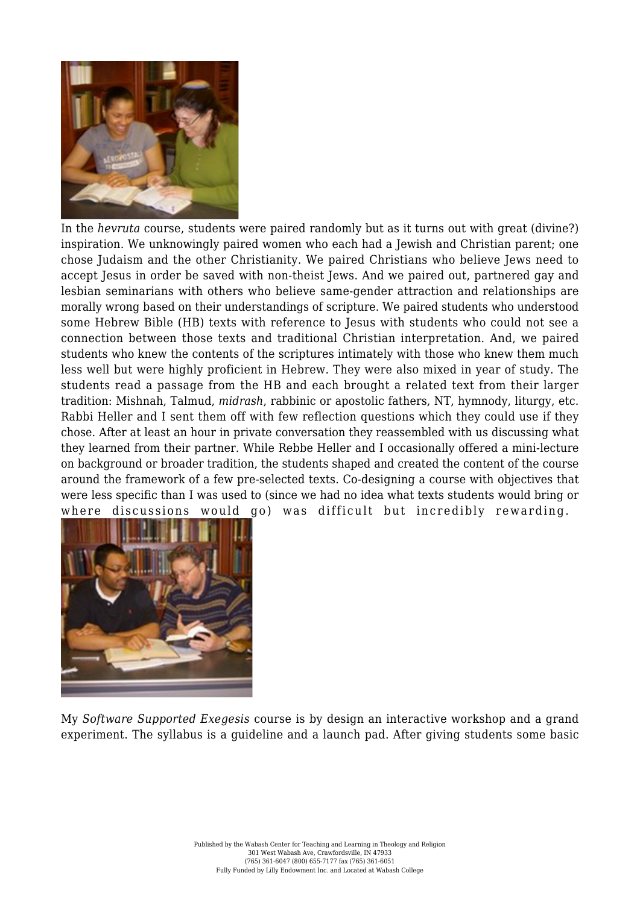In the *hevruta* course, students were paired randomly but as it turns out with great (divine?) inspiration. We unknowingly paired women who each had a Jewish and Christian parent; one chose Judaism and the other Christianity. We paired Christians who believe Jews need to accept Jesus in order be saved with non-theist Jews. And we paired out, partnered gay and lesbian seminarians with others who believe same-gender attraction and relationships are morally wrong based on their understandings of scripture. We paired students who understood some Hebrew Bible (HB) texts with reference to Jesus with students who could not see a connection between those texts and traditional Christian interpretation. And, we paired students who knew the contents of the scriptures intimately with those who knew them much less well but were highly proficient in Hebrew. They were also mixed in year of study. The students read a passage from the HB and each brought a related text from their larger tradition: Mishnah, Talmud, *midrash*, rabbinic or apostolic fathers, NT, hymnody, liturgy, etc. Rabbi Heller and I sent them off with few reflection questions which they could use if they chose. After at least an hour in private conversation they reassembled with us discussing what they learned from their partner. While Rebbe Heller and I occasionally offered a mini-lecture on background or broader tradition, the students shaped and created the content of the course around the framework of a few pre-selected texts. Co-designing a course with objectives that were less specific than I was used to (since we had no idea what texts students would bring or where discussions would go) was difficult but incredibly rewarding.

My *Software Supported Exegesis* course is by design an interactive workshop and a grand experiment. The syllabus is a guideline and a launch pad. After giving students some basic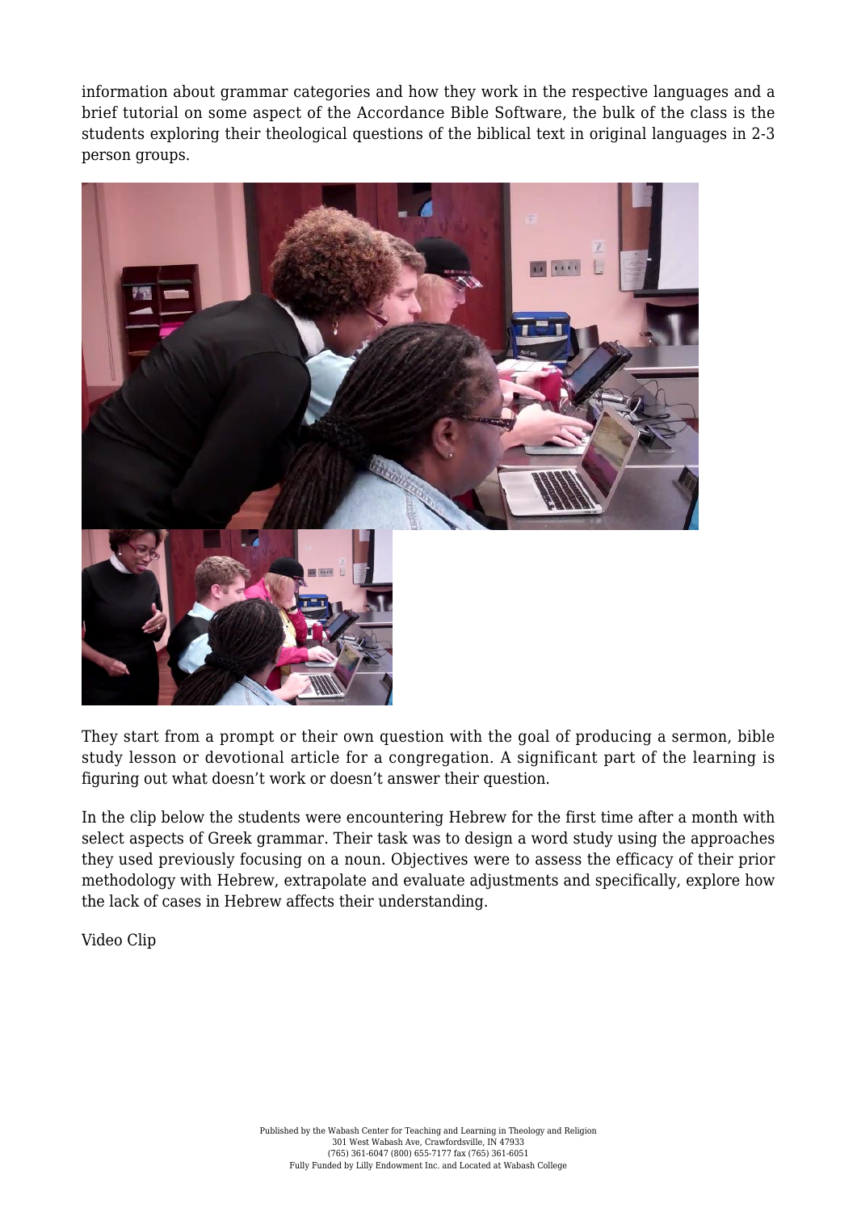information about grammar categories and how they work in the respective languages and a brief tutorial on some aspect of the Accordance Bible Software, the bulk of the class is the students exploring their theological questions of the biblical text in original languages in 2-3 person groups.

They start from a prompt or their own question with the goal of producing a sermon, bible study lesson or devotional article for a congregation. A significant part of the learning is figuring out what doesn't work or doesn't answer their question.

In the clip below the students were encountering Hebrew for the first time after a month with select aspects of Greek grammar. Their task was to design a word study using the approaches they used previously focusing on a noun. Objectives were to assess the efficacy of their prior methodology with Hebrew, extrapolate and evaluate adjustments and specifically, explore how the lack of cases in Hebrew affects their understanding.

Video Clip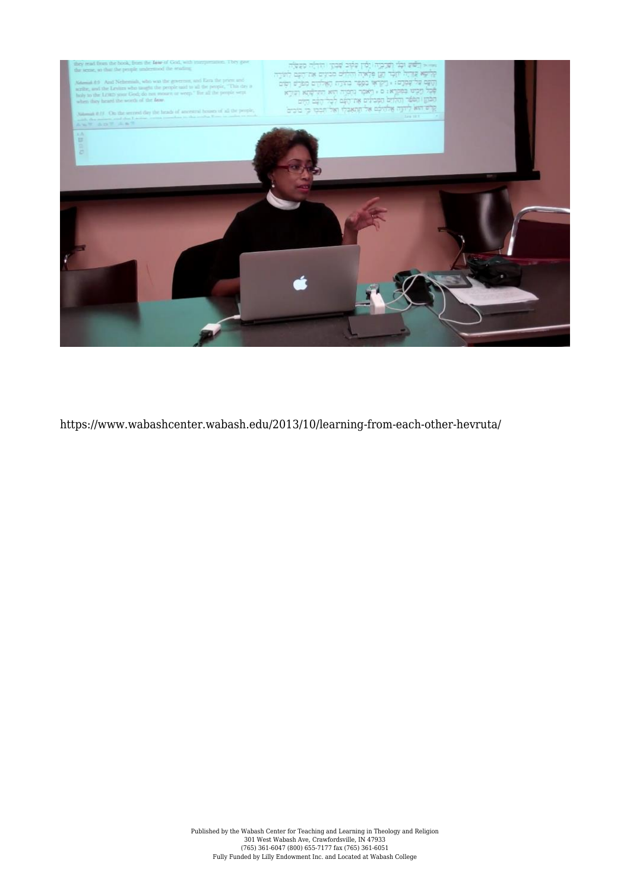https://www.wabashcenter.wabash.edu/2013/10/learning-from-each-other-hevruta/